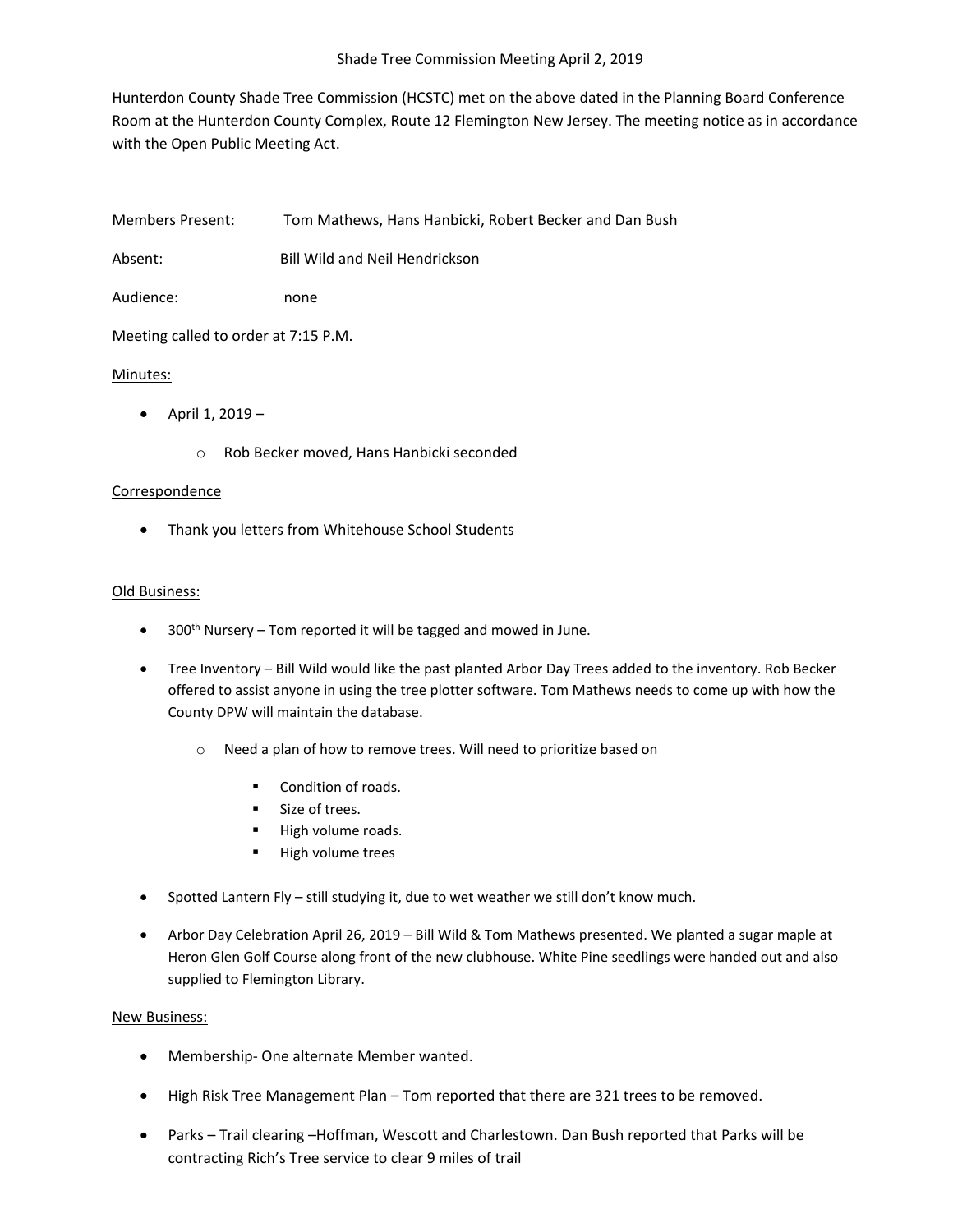# Shade Tree Commission Meeting April 2, 2019

Hunterdon County Shade Tree Commission (HCSTC) met on the above dated in the Planning Board Conference Room at the Hunterdon County Complex, Route 12 Flemington New Jersey. The meeting notice as in accordance with the Open Public Meeting Act.

Members Present: Tom Mathews, Hans Hanbicki, Robert Becker and Dan Bush

Absent: Bill Wild and Neil Hendrickson

Audience: none

Meeting called to order at 7:15 P.M.

Minutes:

- April 1, 2019 –
  - Rob Becker moved, Hans Hanbicki seconded

Correspondence

- Thank you letters from Whitehouse School Students

Old Business:

- 300th Nursery – Tom reported it will be tagged and mowed in June.
- Tree Inventory – Bill Wild would like the past planted Arbor Day Trees added to the inventory. Rob Becker offered to assist anyone in using the tree plotter software. Tom Mathews needs to come up with how the County DPW will maintain the database.
  - Need a plan of how to remove trees. Will need to prioritize based on
    - Condition of roads.
    - Size of trees.
    - High volume roads.
    - High volume trees
- Spotted Lantern Fly – still studying it, due to wet weather we still don't know much.
- Arbor Day Celebration April 26, 2019 – Bill Wild & Tom Mathews presented. We planted a sugar maple at Heron Glen Golf Course along front of the new clubhouse. White Pine seedlings were handed out and also supplied to Flemington Library.

New Business:

- Membership- One alternate Member wanted.
- High Risk Tree Management Plan – Tom reported that there are 321 trees to be removed.
- Parks – Trail clearing –Hoffman, Wescott and Charlestown. Dan Bush reported that Parks will be contracting Rich's Tree service to clear 9 miles of trail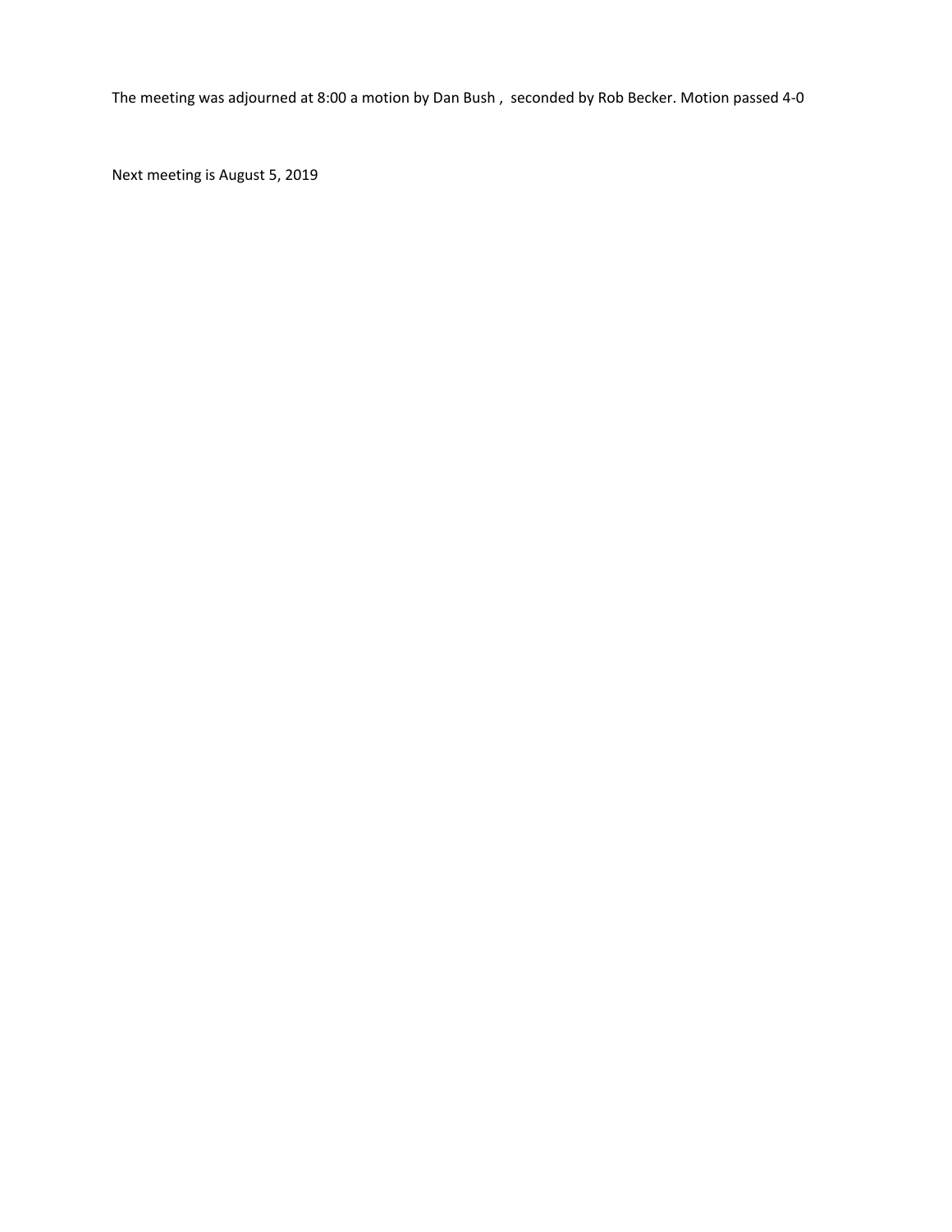The meeting was adjourned at 8:00 a motion by Dan Bush , seconded by Rob Becker. Motion passed 4-0

Next meeting is August 5, 2019